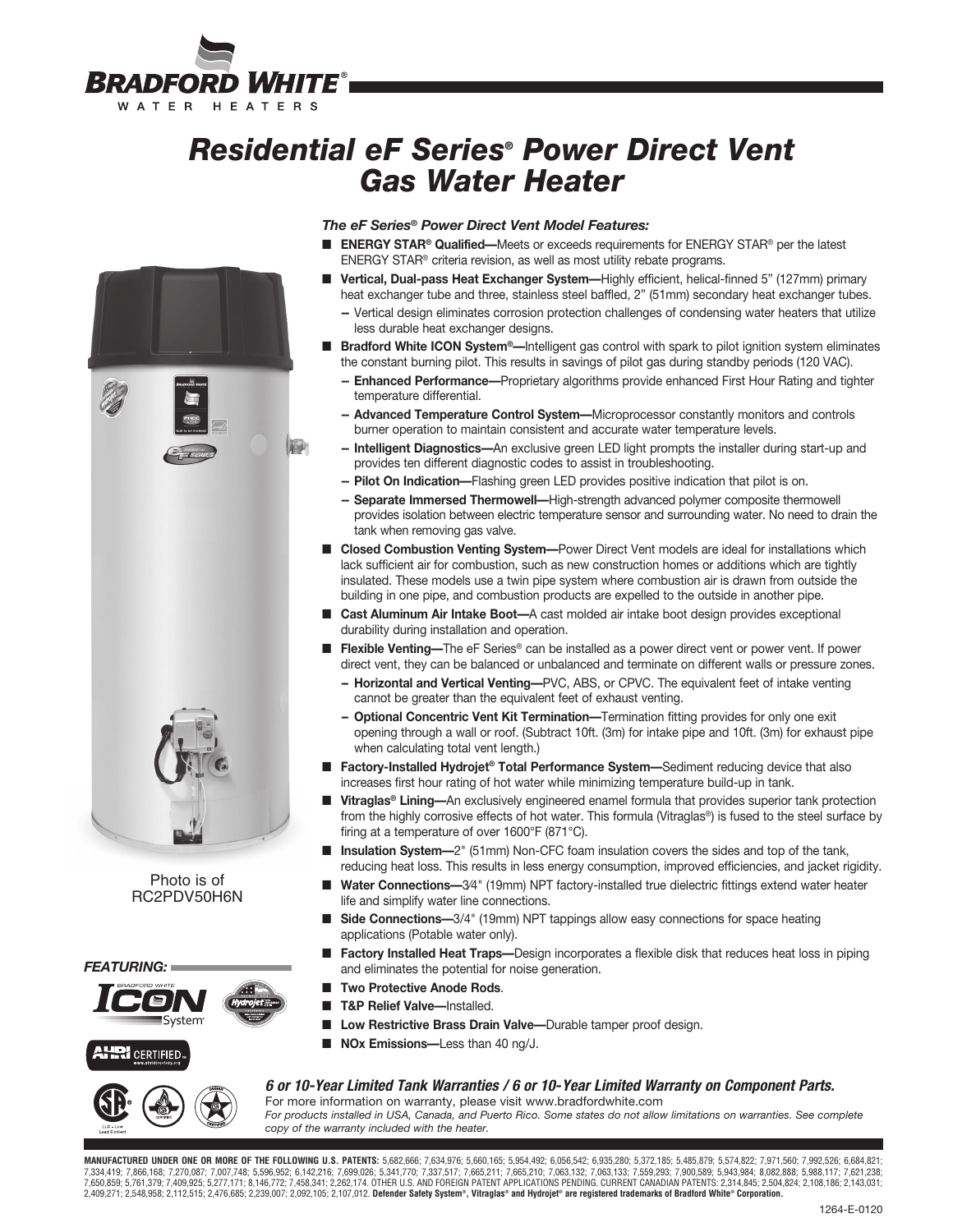# Residential eF Series® Power Direct Vent Gas Water Heater

Photo is of RC2PDV50H6N

### The eF Series® Power Direct Vent Model Features:

- **ENERGY STAR® Qualified—**Meets or exceeds requirements for ENERGY STAR® per the latest ENERGY STAR® criteria revision, as well as most utility rebate programs.
- **Vertical, Dual-pass Heat Exchanger System—**Highly efficient, helical-finned 5" (127mm) primary heat exchanger tube and three, stainless steel baffled, 2" (51mm) secondary heat exchanger tubes.
  - Vertical design eliminates corrosion protection challenges of condensing water heaters that utilize less durable heat exchanger designs.
- **Bradford White ICON System®—**Intelligent gas control with spark to pilot ignition system eliminates the constant burning pilot. This results in savings of pilot gas during standby periods (120 VAC).
  - **Enhanced Performance—**Proprietary algorithms provide enhanced First Hour Rating and tighter temperature differential.
  - **Advanced Temperature Control System—**Microprocessor constantly monitors and controls burner operation to maintain consistent and accurate water temperature levels.
  - **Intelligent Diagnostics—**An exclusive green LED light prompts the installer during start-up and provides ten different diagnostic codes to assist in troubleshooting.
  - **Pilot On Indication—**Flashing green LED provides positive indication that pilot is on.
  - **Separate Immersed Thermowell—**High-strength advanced polymer composite thermowell provides isolation between electric temperature sensor and surrounding water. No need to drain the tank when removing gas valve.
- **Closed Combustion Venting System—**Power Direct Vent models are ideal for installations which lack sufficient air for combustion, such as new construction homes or additions which are tightly insulated. These models use a twin pipe system where combustion air is drawn from outside the building in one pipe, and combustion products are expelled to the outside in another pipe.
- **Cast Aluminum Air Intake Boot—**A cast molded air intake boot design provides exceptional durability during installation and operation.
- **Flexible Venting—**The eF Series® can be installed as a power direct vent or power vent. If power direct vent, they can be balanced or unbalanced and terminate on different walls or pressure zones.
  - **Horizontal and Vertical Venting—**PVC, ABS, or CPVC. The equivalent feet of intake venting cannot be greater than the equivalent feet of exhaust venting.
  - **Optional Concentric Vent Kit Termination—**Termination fitting provides for only one exit opening through a wall or roof. (Subtract 10ft. (3m) for intake pipe and 10ft. (3m) for exhaust pipe when calculating total vent length.)
- **Factory-Installed Hydrojet® Total Performance System—**Sediment reducing device that also increases first hour rating of hot water while minimizing temperature build-up in tank.
- **Vitraglas® Lining—**An exclusively engineered enamel formula that provides superior tank protection from the highly corrosive effects of hot water. This formula (Vitraglas®) is fused to the steel surface by firing at a temperature of over 1600°F (871°C).
- **Insulation System—**2" (51mm) Non-CFC foam insulation covers the sides and top of the tank, reducing heat loss. This results in less energy consumption, improved efficiencies, and jacket rigidity.
- **Water Connections—**3⁄4" (19mm) NPT factory-installed true dielectric fittings extend water heater life and simplify water line connections.
- **Side Connections—**3/4" (19mm) NPT tappings allow easy connections for space heating applications (Potable water only).
- **Factory Installed Heat Traps—**Design incorporates a flexible disk that reduces heat loss in piping and eliminates the potential for noise generation.
- **Two Protective Anode Rods**.
- **T&P Relief Valve—**Installed.
- **Low Restrictive Brass Drain Valve—**Durable tamper proof design.
- **NOx Emissions—**Less than 40 ng/J.

***FEATURING:***

***6 or 10-Year Limited Tank Warranties / 6 or 10-Year Limited Warranty on Component Parts.***

For more information on warranty, please visit www.bradfordwhite.com

*For products installed in USA, Canada, and Puerto Rico. Some states do not allow limitations on warranties. See complete copy of the warranty included with the heater.*

**MANUFACTURED UNDER ONE OR MORE OF THE FOLLOWING U.S. PATENTS:** 5,682,666; 7,634,976; 5,660,165; 5,954,492; 6,056,542; 6,935,280; 5,372,185; 5,485,879; 5,574,822; 7,971,560; 7,992,526; 6,684,821; 7,334,419; 7,866,168; 7,270,087; 7,007,748; 5,596,952; 6,142,216; 7,699,026; 5,341,770; 7,337,517; 7,665,211; 7,665,210; 7,063,132; 7,063,133; 7,559,293; 7,900,589; 5,943,984; 8,082,888; 5,988,117; 7,621,238; 7,650,859; 5,761,379; 7,409,925; 5,277,171; 8,146,772; 7,458,341; 2,262,174. OTHER U.S. AND FOREIGN PATENT APPLICATIONS PENDING. CURRENT CANADIAN PATENTS: 2,314,845; 2,504,824; 2,108,186; 2,143,031; 2,409,271; 2,548,958; 2,112,515; 2,476,685; 2,239,007; 2,092,105; 2,107,012. **Defender Safety System®, Vitraglas® and Hydrojet® are registered trademarks of Bradford White® Corporation.**

1264-E-0120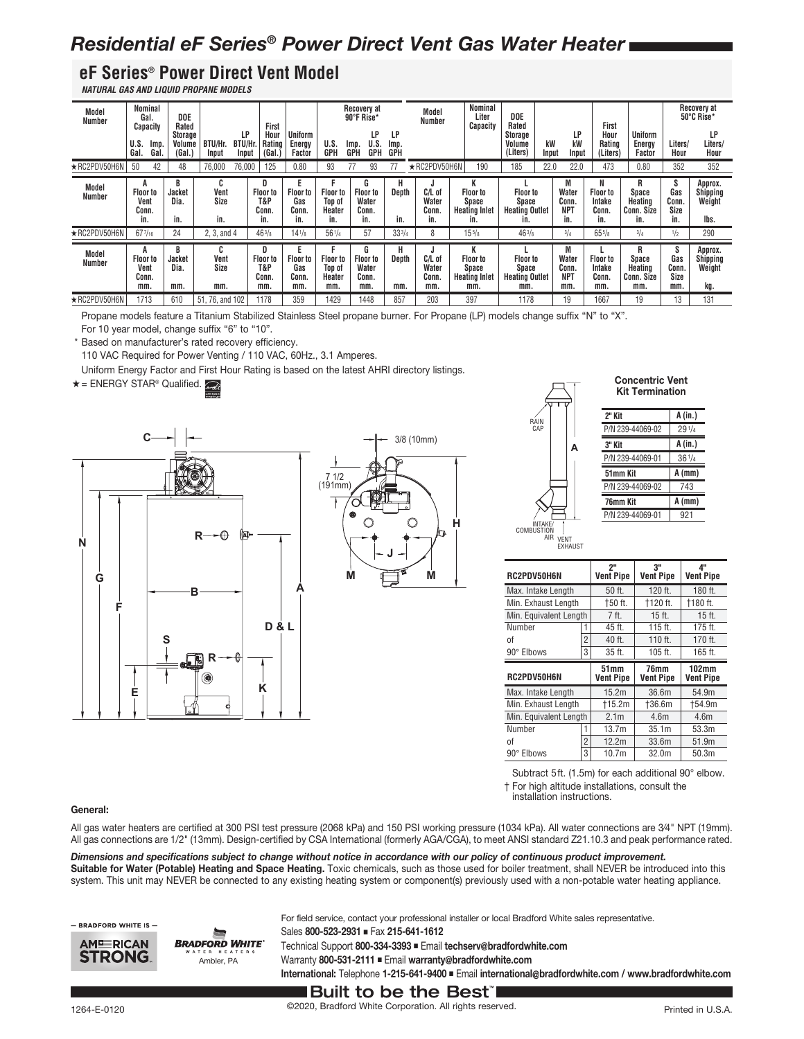# Residential eF Series® Power Direct Vent Gas Water Heater

## eF Series® Power Direct Vent Model

*NATURAL GAS AND LIQUID PROPANE MODELS*

| Model Number | Nominal Gal. Capacity U.S. Gal. | Nominal Gal. Capacity Imp. Gal. | DOE Rated Storage Volume (Gal.) | BTU/Hr. Input | LP BTU/Hr. Input | First Hour Rating (Gal.) | Uniform Energy Factor | Recovery at 90°F Rise* U.S. GPH | Recovery at 90°F Rise* Imp. GPH | Recovery at 90°F Rise* LP U.S. GPH | Recovery at 90°F Rise* LP Imp. GPH |
|---|---|---|---|---|---|---|---|---|---|---|---|
| ★RC2PDV50H6N | 50 | 42 | 48 | 76,000 | 76,000 | 125 | 0.80 | 93 | 77 | 93 | 77 |

| Model Number | Nominal Liter Capacity | DOE Rated Storage Volume (Liters) | kW Input | LP kW Input | First Hour Rating (Liters) | Uniform Energy Factor | Recovery at 50°C Rise* Liters/Hour | Recovery at 50°C Rise* LP Liters/Hour |
|---|---|---|---|---|---|---|---|---|
| ★RC2PDV50H6N | 190 | 185 | 22.0 | 22.0 | 473 | 0.80 | 352 | 352 |

| Model Number | A Floor to Vent Conn. in. | B Jacket Dia. in. | C Vent Size in. | D Floor to T&P Conn. in. | E Floor to Gas Conn. in. | F Floor to Top of Heater in. | G Floor to Water Conn. in. | H Depth in. | J C/L of Water Conn. in. | K Floor to Space Heating Inlet in. | L Floor to Space Heating Outlet in. | M Water Conn. NPT in. | N Floor to Intake Conn. in. | R Space Heating Conn. Size in. | S Gas Conn. Size in. | Approx. Shipping Weight lbs. |
|---|---|---|---|---|---|---|---|---|---|---|---|---|---|---|---|---|
| ★RC2PDV50H6N | 67 7/16 | 24 | 2, 3, and 4 | 46 3/8 | 14 1/8 | 56 1/4 | 57 | 33 3/4 | 8 | 15 5/8 | 46 3/8 | 3/4 | 65 5/8 | 3/4 | 1/2 | 290 |

| Model Number | A Floor to Vent Conn. mm. | B Jacket Dia. mm. | C Vent Size mm. | D Floor to T&P Conn. mm. | E Floor to Gas Conn. mm. | F Floor to Top of Heater mm. | G Floor to Water Conn. mm. | H Depth mm. | J C/L of Water Conn. mm. | K Floor to Space Heating Inlet mm. | L Floor to Space Heating Outlet mm. | M Water Conn. NPT mm. | L Floor to Intake Conn. mm. | R Space Heating Conn. Size mm. | S Gas Conn. Size mm. | Approx. Shipping Weight kg. |
|---|---|---|---|---|---|---|---|---|---|---|---|---|---|---|---|---|
| ★RC2PDV50H6N | 1713 | 610 | 51, 76, and 102 | 1178 | 359 | 1429 | 1448 | 857 | 203 | 397 | 1178 | 19 | 1667 | 19 | 13 | 131 |

Propane models feature a Titanium Stabilized Stainless Steel propane burner. For Propane (LP) models change suffix "N" to "X".

For 10 year model, change suffix "6" to "10".

\* Based on manufacturer's rated recovery efficiency.

110 VAC Required for Power Venting / 110 VAC, 60Hz., 3.1 Amperes.

Uniform Energy Factor and First Hour Rating is based on the latest AHRI directory listings.

★ = ENERGY STAR® Qualified.

C
N
G
F
R
B
A
S
D & L
R
E
K
7 1/2 (191mm)
3/8 (10mm)
H
J
M
M

RAIN CAP
A
INTAKE/ COMBUSTION AIR
VENT EXHAUST

**Concentric Vent Kit Termination**

| 2" Kit | A (in.) |
|---|---|
| P/N 239-44069-02 | 29 1/4 |
| **3" Kit** | **A (in.)** |
| P/N 239-44069-01 | 36 1/4 |
| **51mm Kit** | **A (mm)** |
| P/N 239-44069-02 | 743 |
| **76mm Kit** | **A (mm)** |
| P/N 239-44069-01 | 921 |

| RC2PDV50H6N | | 2" Vent Pipe | 3" Vent Pipe | 4" Vent Pipe |
|---|---|---|---|---|
| Max. Intake Length | | 50 ft. | 120 ft. | 180 ft. |
| Min. Exhaust Length | | †50 ft. | †120 ft. | †180 ft. |
| Min. Equivalent Length | | 7 ft. | 15 ft. | 15 ft. |
| Number | 1 | 45 ft. | 115 ft. | 175 ft. |
| of | 2 | 40 ft. | 110 ft. | 170 ft. |
| 90° Elbows | 3 | 35 ft. | 105 ft. | 165 ft. |

| RC2PDV50H6N | | 51mm Vent Pipe | 76mm Vent Pipe | 102mm Vent Pipe |
|---|---|---|---|---|
| Max. Intake Length | | 15.2m | 36.6m | 54.9m |
| Min. Exhaust Length | | †15.2m | †36.6m | †54.9m |
| Min. Equivalent Length | | 2.1m | 4.6m | 4.6m |
| Number | 1 | 13.7m | 35.1m | 53.3m |
| of | 2 | 12.2m | 33.6m | 51.9m |
| 90° Elbows | 3 | 10.7m | 32.0m | 50.3m |

Subtract 5ft. (1.5m) for each additional 90° elbow.

† For high altitude installations, consult the installation instructions.

**General:**

All gas water heaters are certified at 300 PSI test pressure (2068 kPa) and 150 PSI working pressure (1034 kPa). All water connections are 3/4" NPT (19mm). All gas connections are 1/2" (13mm). Design-certified by CSA International (formerly AGA/CGA), to meet ANSI standard Z21.10.3 and peak performance rated.

***Dimensions and specifications subject to change without notice in accordance with our policy of continuous product improvement.***

**Suitable for Water (Potable) Heating and Space Heating.** Toxic chemicals, such as those used for boiler treatment, shall NEVER be introduced into this system. This unit may NEVER be connected to any existing heating system or component(s) previously used with a non-potable water heating appliance.

— BRADFORD WHITE IS — AMERICAN STRONG.

BRADFORD WHITE® WATER HEATERS Ambler, PA

For field service, contact your professional installer or local Bradford White sales representative.

Sales **800-523-2931** ■ Fax **215-641-1612**

Technical Support **800-334-3393** ■ Email **techserv@bradfordwhite.com**

Warranty **800-531-2111** ■ Email **warranty@bradfordwhite.com**

**International:** Telephone **1-215-641-9400** ■ Email **international@bradfordwhite.com / www.bradfordwhite.com**

**Built to be the Best™**

1264-E-0120

©2020, Bradford White Corporation. All rights reserved.

Printed in U.S.A.